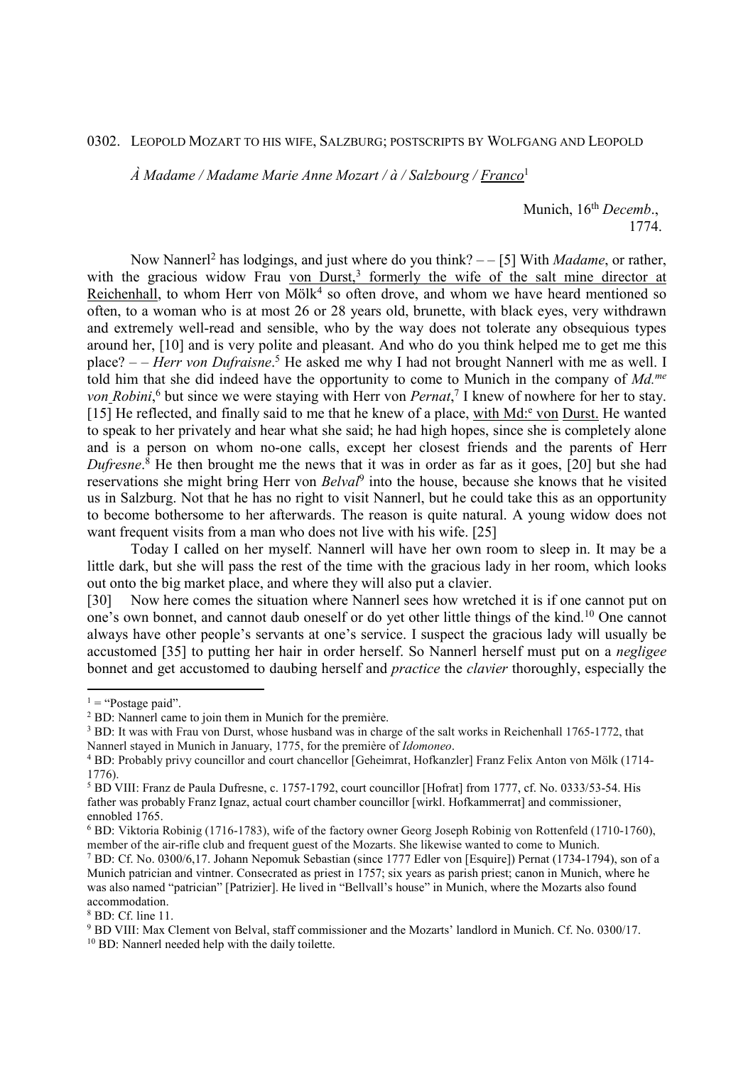0302. LEOPOLD MOZART TO HIS WIFE, SALZBURG; POSTSCRIPTS BY WOLFGANG AND LEOPOLD

*À Madame / Madame Marie Anne Mozart / à / Salzbourg / Franco*[1]

Munich, 16th *Decemb*.,
1774.

Now Nannerl[2] has lodgings, and just where do you think? – – [5] With *Madame*, or rather, with the gracious widow Frau von Durst,[3] formerly the wife of the salt mine director at Reichenhall, to whom Herr von Mölk[4] so often drove, and whom we have heard mentioned so often, to a woman who is at most 26 or 28 years old, brunette, with black eyes, very withdrawn and extremely well-read and sensible, who by the way does not tolerate any obsequious types around her, [10] and is very polite and pleasant. And who do you think helped me to get me this place? – – *Herr von Dufraisne*.[5] He asked me why I had not brought Nannerl with me as well. I told him that she did indeed have the opportunity to come to Munich in the company of *Md.me von Robini*,[6] but since we were staying with Herr von *Pernat*,[7] I knew of nowhere for her to stay. [15] He reflected, and finally said to me that he knew of a place, with Md:e von Durst. He wanted to speak to her privately and hear what she said; he had high hopes, since she is completely alone and is a person on whom no-one calls, except her closest friends and the parents of Herr *Dufresne*.[8] He then brought me the news that it was in order as far as it goes, [20] but she had reservations she might bring Herr von *Belval*[9] into the house, because she knows that he visited us in Salzburg. Not that he has no right to visit Nannerl, but he could take this as an opportunity to become bothersome to her afterwards. The reason is quite natural. A young widow does not want frequent visits from a man who does not live with his wife. [25]

Today I called on her myself. Nannerl will have her own room to sleep in. It may be a little dark, but she will pass the rest of the time with the gracious lady in her room, which looks out onto the big market place, and where they will also put a clavier.

[30] Now here comes the situation where Nannerl sees how wretched it is if one cannot put on one's own bonnet, and cannot daub oneself or do yet other little things of the kind.[10] One cannot always have other people's servants at one's service. I suspect the gracious lady will usually be accustomed [35] to putting her hair in order herself. So Nannerl herself must put on a *negligee* bonnet and get accustomed to daubing herself and *practice* the *clavier* thoroughly, especially the

---

[1] = "Postage paid".

[2] BD: Nannerl came to join them in Munich for the première.

[3] BD: It was with Frau von Durst, whose husband was in charge of the salt works in Reichenhall 1765-1772, that Nannerl stayed in Munich in January, 1775, for the première of *Idomoneo*.

[4] BD: Probably privy councillor and court chancellor [Geheimrat, Hofkanzler] Franz Felix Anton von Mölk (1714-1776).

[5] BD VIII: Franz de Paula Dufresne, c. 1757-1792, court councillor [Hofrat] from 1777, cf. No. 0333/53-54. His father was probably Franz Ignaz, actual court chamber councillor [wirkl. Hofkammerrat] and commissioner, ennobled 1765.

[6] BD: Viktoria Robinig (1716-1783), wife of the factory owner Georg Joseph Robinig von Rottenfeld (1710-1760), member of the air-rifle club and frequent guest of the Mozarts. She likewise wanted to come to Munich.

[7] BD: Cf. No. 0300/6,17. Johann Nepomuk Sebastian (since 1777 Edler von [Esquire]) Pernat (1734-1794), son of a Munich patrician and vintner. Consecrated as priest in 1757; six years as parish priest; canon in Munich, where he was also named "patrician" [Patrizier]. He lived in "Bellvall's house" in Munich, where the Mozarts also found accommodation.

[8] BD: Cf. line 11.

[9] BD VIII: Max Clement von Belval, staff commissioner and the Mozarts' landlord in Munich. Cf. No. 0300/17.

[10] BD: Nannerl needed help with the daily toilette.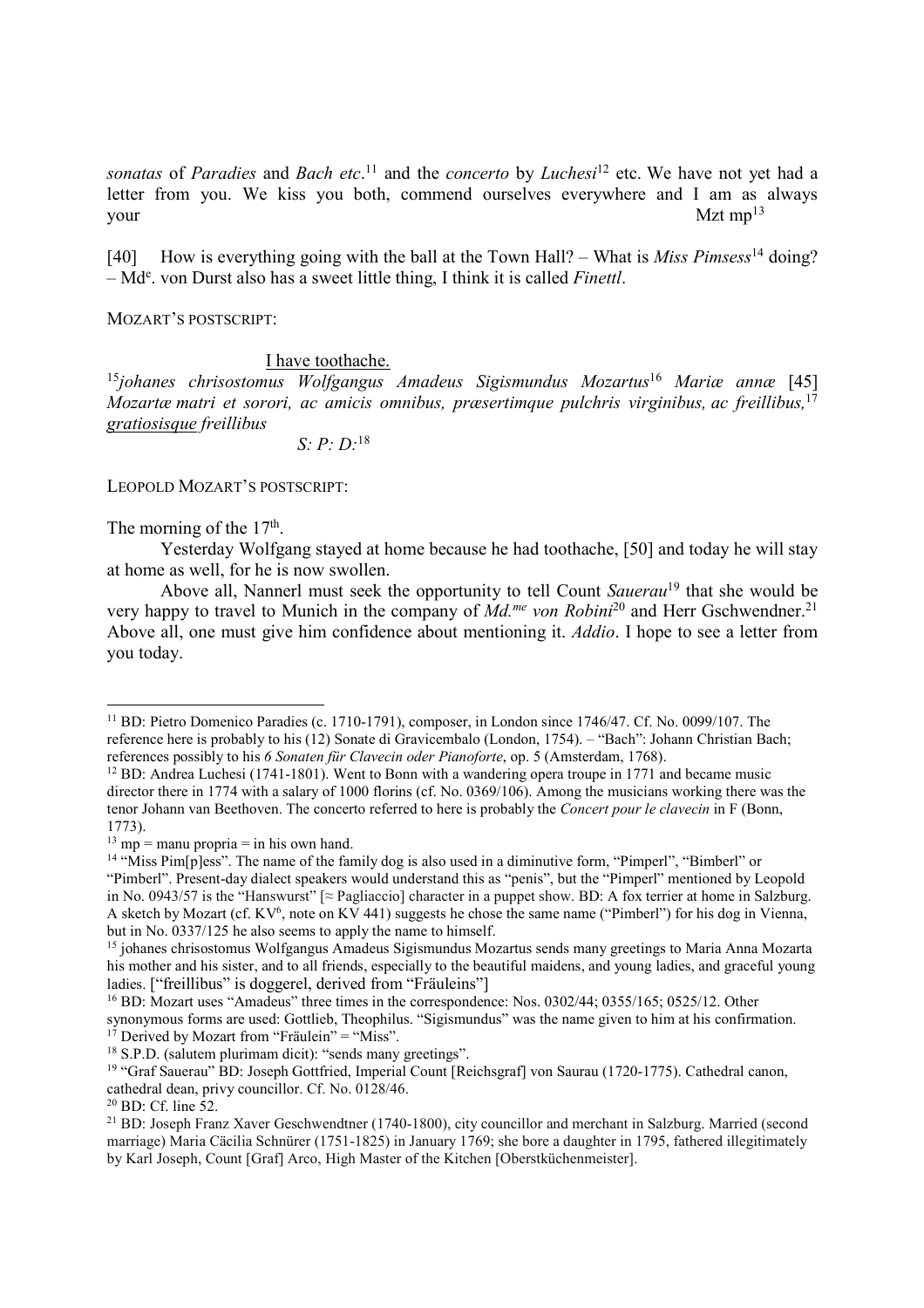*sonatas* of *Paradies* and *Bach etc*.[11] and the *concerto* by *Luchesi*[12] etc. We have not yet had a letter from you. We kiss you both, commend ourselves everywhere and I am as always your Mzt mp[13]

[40] How is everything going with the ball at the Town Hall? – What is *Miss Pimsess*[14] doing? – Md$^{e}$. von Durst also has a sweet little thing, I think it is called *Finettl*.

MOZART'S POSTSCRIPT:

I have toothache.

[15]*johanes chrisostomus Wolfgangus Amadeus Sigismundus Mozartus*[16] *Mariæ annæ* [45] *Mozartæ matri et sorori, ac amicis omnibus, præsertimque pulchris virginibus, ac freillibus,*[17] *gratiosisque freillibus*

*S: P: D:*[18]

LEOPOLD MOZART'S POSTSCRIPT:

The morning of the 17th.

Yesterday Wolfgang stayed at home because he had toothache, [50] and today he will stay at home as well, for he is now swollen.

Above all, Nannerl must seek the opportunity to tell Count *Sauerau*[19] that she would be very happy to travel to Munich in the company of *Md.$^{me}$ von Robini*[20] and Herr Gschwendner.[21] Above all, one must give him confidence about mentioning it. *Addio*. I hope to see a letter from you today.

---

[11] BD: Pietro Domenico Paradies (c. 1710-1791), composer, in London since 1746/47. Cf. No. 0099/107. The reference here is probably to his (12) Sonate di Gravicembalo (London, 1754). – "Bach": Johann Christian Bach; references possibly to his *6 Sonaten für Clavecin oder Pianoforte*, op. 5 (Amsterdam, 1768).

[12] BD: Andrea Luchesi (1741-1801). Went to Bonn with a wandering opera troupe in 1771 and became music director there in 1774 with a salary of 1000 florins (cf. No. 0369/106). Among the musicians working there was the tenor Johann van Beethoven. The concerto referred to here is probably the *Concert pour le clavecin* in F (Bonn, 1773).

[13] mp = manu propria = in his own hand.

[14] "Miss Pim[p]ess". The name of the family dog is also used in a diminutive form, "Pimperl", "Bimberl" or "Pimberl". Present-day dialect speakers would understand this as "penis", but the "Pimperl" mentioned by Leopold in No. 0943/57 is the "Hanswurst" [≈ Pagliaccio] character in a puppet show. BD: A fox terrier at home in Salzburg. A sketch by Mozart (cf. KV$^{6}$, note on KV 441) suggests he chose the same name ("Pimberl") for his dog in Vienna, but in No. 0337/125 he also seems to apply the name to himself.

[15] johanes chrisostomus Wolfgangus Amadeus Sigismundus Mozartus sends many greetings to Maria Anna Mozarta his mother and his sister, and to all friends, especially to the beautiful maidens, and young ladies, and graceful young ladies. ["freillibus" is doggerel, derived from "Fräuleins"]

[16] BD: Mozart uses "Amadeus" three times in the correspondence: Nos. 0302/44; 0355/165; 0525/12. Other synonymous forms are used: Gottlieb, Theophilus. "Sigismundus" was the name given to him at his confirmation.

[17] Derived by Mozart from "Fräulein" = "Miss".

[18] S.P.D. (salutem plurimam dicit): "sends many greetings".

[19] "Graf Sauerau" BD: Joseph Gottfried, Imperial Count [Reichsgraf] von Saurau (1720-1775). Cathedral canon, cathedral dean, privy councillor. Cf. No. 0128/46.

[20] BD: Cf. line 52.

[21] BD: Joseph Franz Xaver Geschwendtner (1740-1800), city councillor and merchant in Salzburg. Married (second marriage) Maria Cäcilia Schnürer (1751-1825) in January 1769; she bore a daughter in 1795, fathered illegitimately by Karl Joseph, Count [Graf] Arco, High Master of the Kitchen [Oberstküchenmeister].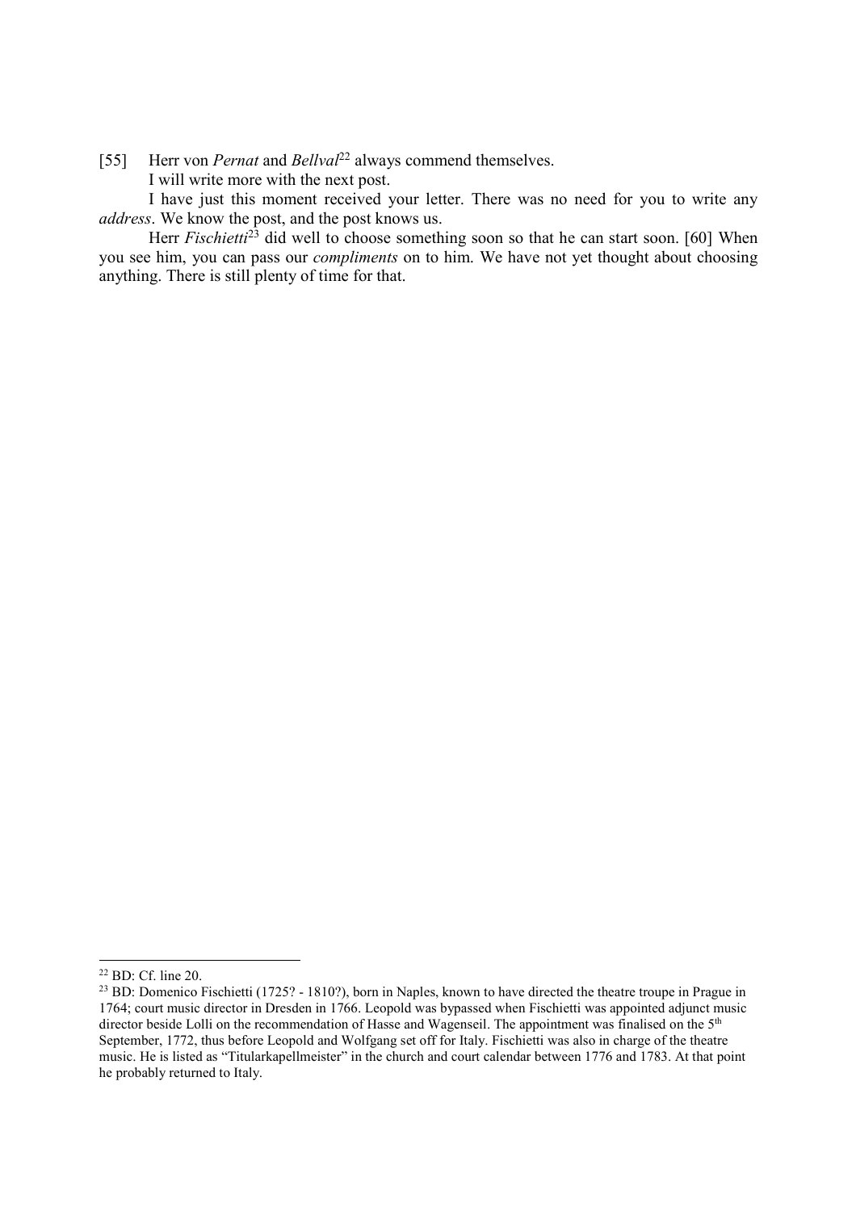[55] Herr von *Pernat* and *Bellval*[22] always commend themselves.

I will write more with the next post.

I have just this moment received your letter. There was no need for you to write any *address*. We know the post, and the post knows us.

Herr *Fischietti*[23] did well to choose something soon so that he can start soon. [60] When you see him, you can pass our *compliments* on to him. We have not yet thought about choosing anything. There is still plenty of time for that.

---

[22] BD: Cf. line 20.

[23] BD: Domenico Fischietti (1725? - 1810?), born in Naples, known to have directed the theatre troupe in Prague in 1764; court music director in Dresden in 1766. Leopold was bypassed when Fischietti was appointed adjunct music director beside Lolli on the recommendation of Hasse and Wagenseil. The appointment was finalised on the 5th September, 1772, thus before Leopold and Wolfgang set off for Italy. Fischietti was also in charge of the theatre music. He is listed as "Titularkapellmeister" in the church and court calendar between 1776 and 1783. At that point he probably returned to Italy.